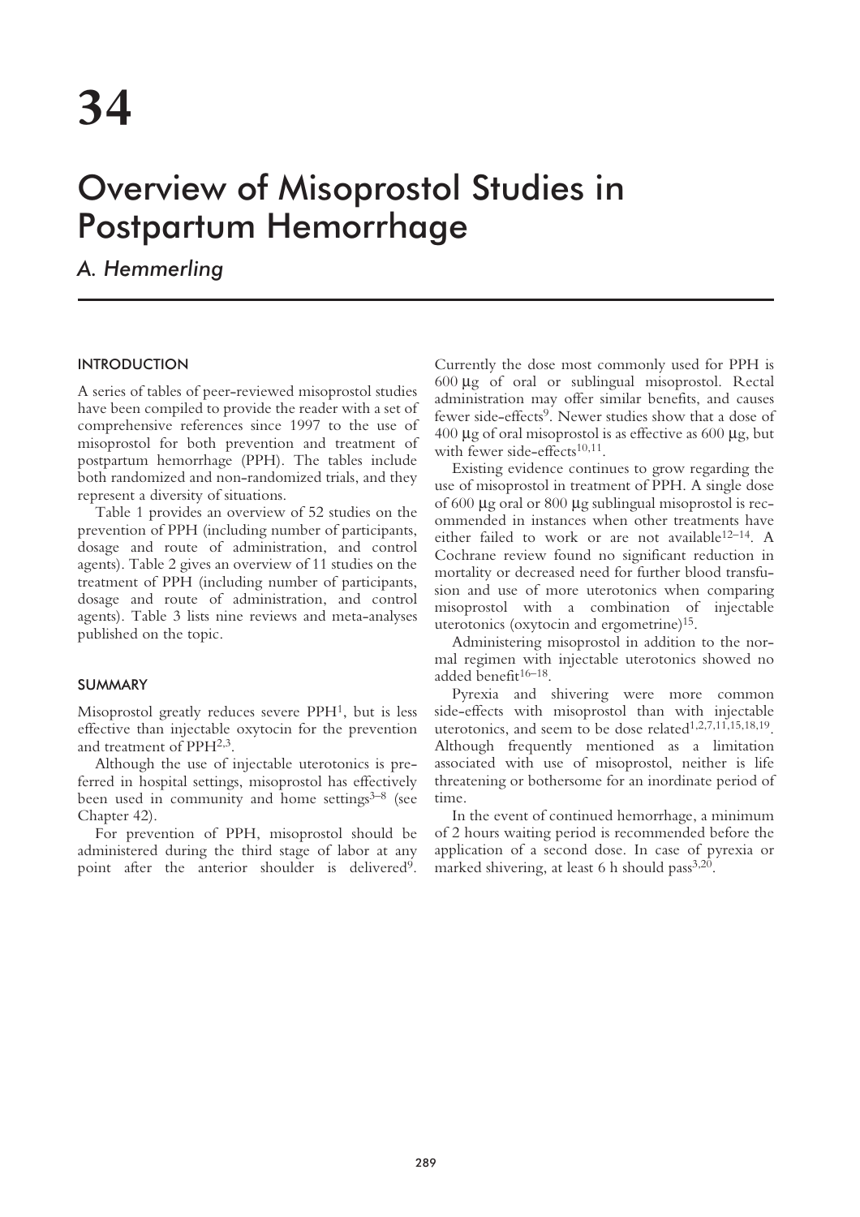# 34

# Overview of Misoprostol Studies in Postpartum Hemorrhage

*A. Hemmerling*

## INTRODUCTION

A series of tables of peer-reviewed misoprostol studies have been compiled to provide the reader with a set of comprehensive references since 1997 to the use of misoprostol for both prevention and treatment of postpartum hemorrhage (PPH). The tables include both randomized and non-randomized trials, and they represent a diversity of situations.

Table 1 provides an overview of 52 studies on the prevention of PPH (including number of participants, dosage and route of administration, and control agents). Table 2 gives an overview of 11 studies on the treatment of PPH (including number of participants, dosage and route of administration, and control agents). Table 3 lists nine reviews and meta-analyses published on the topic.

## SUMMARY

Misoprostol greatly reduces severe PPH[1], but is less effective than injectable oxytocin for the prevention and treatment of PPH[2,3].

Although the use of injectable uterotonics is preferred in hospital settings, misoprostol has effectively been used in community and home settings[3–8] (see Chapter 42).

For prevention of PPH, misoprostol should be administered during the third stage of labor at any point after the anterior shoulder is delivered[9]. Currently the dose most commonly used for PPH is 600 μg of oral or sublingual misoprostol. Rectal administration may offer similar benefits, and causes fewer side-effects[9]. Newer studies show that a dose of 400 μg of oral misoprostol is as effective as 600 μg, but with fewer side-effects[10,11].

Existing evidence continues to grow regarding the use of misoprostol in treatment of PPH. A single dose of 600 μg oral or 800 μg sublingual misoprostol is recommended in instances when other treatments have either failed to work or are not available[12–14]. A Cochrane review found no significant reduction in mortality or decreased need for further blood transfusion and use of more uterotonics when comparing misoprostol with a combination of injectable uterotonics (oxytocin and ergometrine)[15].

Administering misoprostol in addition to the normal regimen with injectable uterotonics showed no added benefit[16–18].

Pyrexia and shivering were more common side-effects with misoprostol than with injectable uterotonics, and seem to be dose related[1,2,7,11,15,18,19]. Although frequently mentioned as a limitation associated with use of misoprostol, neither is life threatening or bothersome for an inordinate period of time.

In the event of continued hemorrhage, a minimum of 2 hours waiting period is recommended before the application of a second dose. In case of pyrexia or marked shivering, at least 6 h should pass[3,20].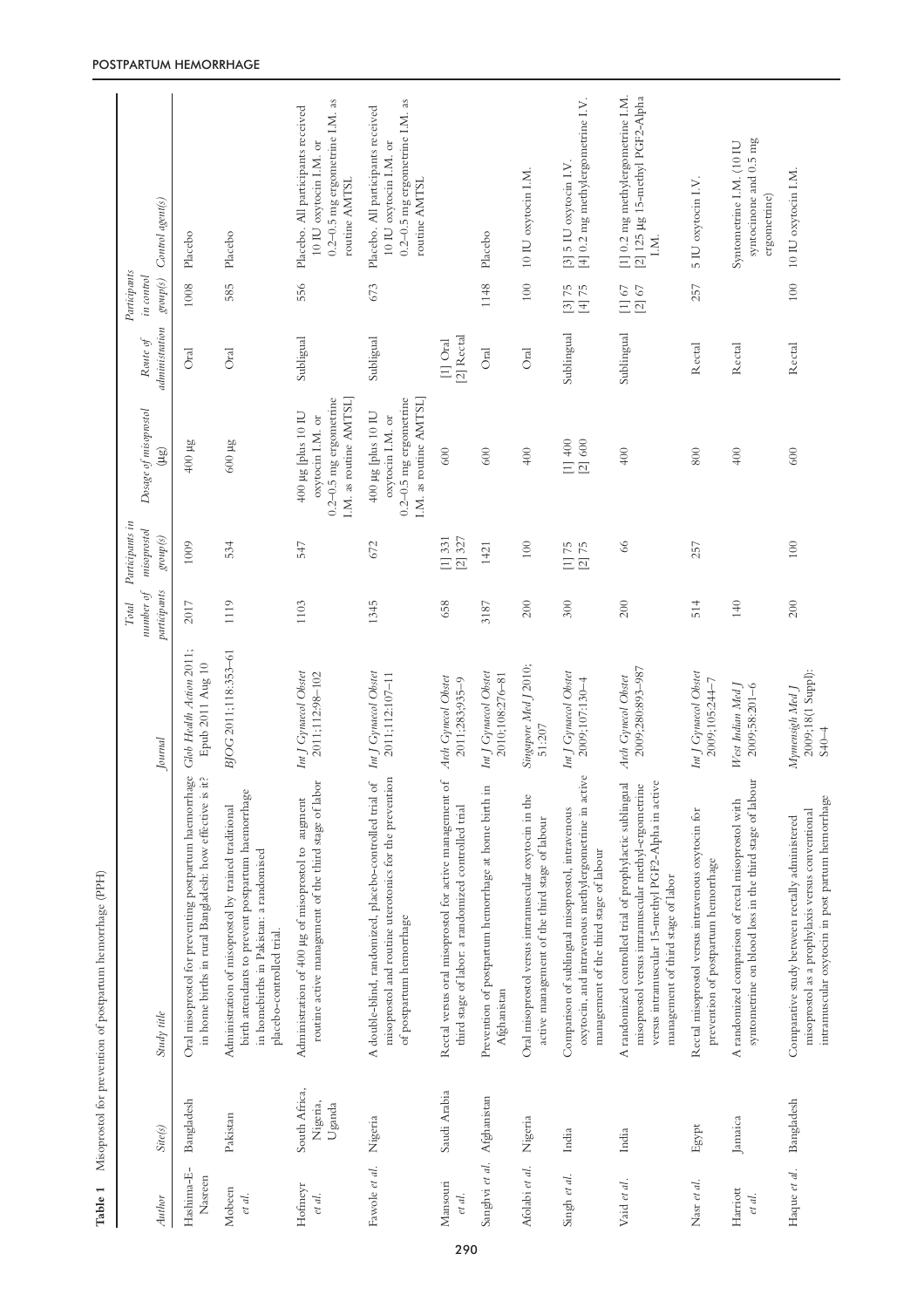**Table 1** Misoprostol for prevention of postpartum hemorrhage (PPH)

| Author | Site(s) | Study title | Journal | Total number of participants | Participants in misoprostol group(s) | Dosage of misoprostol (µg) | Route of administration | Participants in control group(s) | Control agent(s) |
|---|---|---|---|---|---|---|---|---|---|
| Hashima-E-Nasreen | Bangladesh | Oral misoprostol for preventing postpartum haemorrhage in home births in rural Bangladesh: how effective is it? | *Glob Health Action* 2011; Epub 2011 Aug 10 | 2017 | 1009 | 400 µg | Oral | 1008 | Placebo |
| Mobeen *et al.* | Pakistan | Administration of misoprostol by trained traditional birth attendants to prevent postpartum haemorrhage in homebirths in Pakistan: a randomised placebo-controlled trial. | *BJOG* 2011;118:353–61 | 1119 | 534 | 600 µg | Oral | 585 | Placebo |
| Hofmeyr *et al.* | South Africa, Nigeria, Uganda | Administration of 400 µg of misoprostol to augment routine active management of the third stage of labor | *Int J Gynaecol Obstet* 2011;112:98–102 | 1103 | 547 | 400 µg [plus 10 IU oxytocin I.M. or 0.2–0.5 mg ergometrine I.M. as routine AMTSL] | Subligual | 556 | Placebo. All participants received 10 IU oxytocin I.M. or 0.2–0.5 mg ergometrine I.M. as routine AMTSL |
| Fawole *et al.* | Nigeria | A double-blind, randomized, placebo-controlled trial of misoprostol and routine uterotonics for the prevention of postpartum hemorrhage | *Int J Gynaecol Obstet* 2011;112:107–11 | 1345 | 672 | 400 µg [plus 10 IU oxytocin I.M. or 0.2–0.5 mg ergometrine I.M. as routine AMTSL] | Subligual | 673 | Placebo. All participants received 10 IU oxytocin I.M. or 0.2–0.5 mg ergometrine I.M. as routine AMTSL |
| Mansouri *et al.* | Saudi Arabia | Rectal versus oral misoprostol for active management of third stage of labor: a randomized controlled trial | *Arch Gynecol Obstet* 2011;283:935–9 | 658 | [1] 331<br>[2] 327 | 600 | [1] Oral<br>[2] Rectal | | |
| Sanghvi *et al.* | Afghanistan | Prevention of postpartum hemorrhage at home birth in Afghanistan | *Int J Gynaecol Obstet* 2010;108:276–81 | 3187 | 1421 | 600 | Oral | 1148 | Placebo |
| Afolabi *et al.* | Nigeria | Oral misoprostol versus intramuscular oxytocin in the active management of the third stage of labour | *Singapore Med J* 2010; 51:207 | 200 | 100 | 400 | Oral | 100 | 10 IU oxytocin I.M. |
| Singh *et al.* | India | Comparison of sublingual misoprostol, intravenous oxytocin, and intravenous methylergometrine in active management of the third stage of labour | *Int J Gynaecol Obstet* 2009;107:130–4 | 300 | [1] 75<br>[2] 75 | [1] 400<br>[2] 600 | Sublingual | [3] 75<br>[4] 75 | [3] 5 IU oxytocin I.V.<br>[4] 0.2 mg methylergometrine I.V. |
| Vaid *et al.* | India | A randomized controlled trial of prophylactic sublingual misoprostol versus intramuscular methyl-ergometrine versus intramuscular 15-methyl PGF2-Alpha in active management of third stage of labor | *Arch Gynecol Obstet* 2009;280:893–987 | 200 | 66 | 400 | Sublingual | [1] 67<br>[2] 67 | [1] 0.2 mg methylergometrine I.M.<br>[2] 125 µg 15-methyl PGF2-Alpha I.M. |
| Nasr *et al.* | Egypt | Rectal misoprostol versus intravenous oxytocin for prevention of postpartum hemorrhage | *Int J Gynaecol Obstet* 2009;105:244–7 | 514 | 257 | 800 | Rectal | 257 | 5 IU oxytocin I.V. |
| Harriott *et al.* | Jamaica | A randomized comparison of rectal misoprostol with syntometrine on blood loss in the third stage of labour | *West Indian Med J* 2009;58:201–6 | 140 | | 400 | Rectal | | Syntometrine I.M. (10 IU syntocinone and 0.5 mg ergometrine) |
| Haque *et al.* | Bangladesh | Comparative study between rectally administered misoprostol as a prophylaxis versus conventional intramuscular oxytocin in post partum hemorrhage | *Mymensingh Med J* 2009;18(1 Suppl): S40–4 | 200 | 100 | 600 | Rectal | 100 | 10 IU oxytocin I.M. |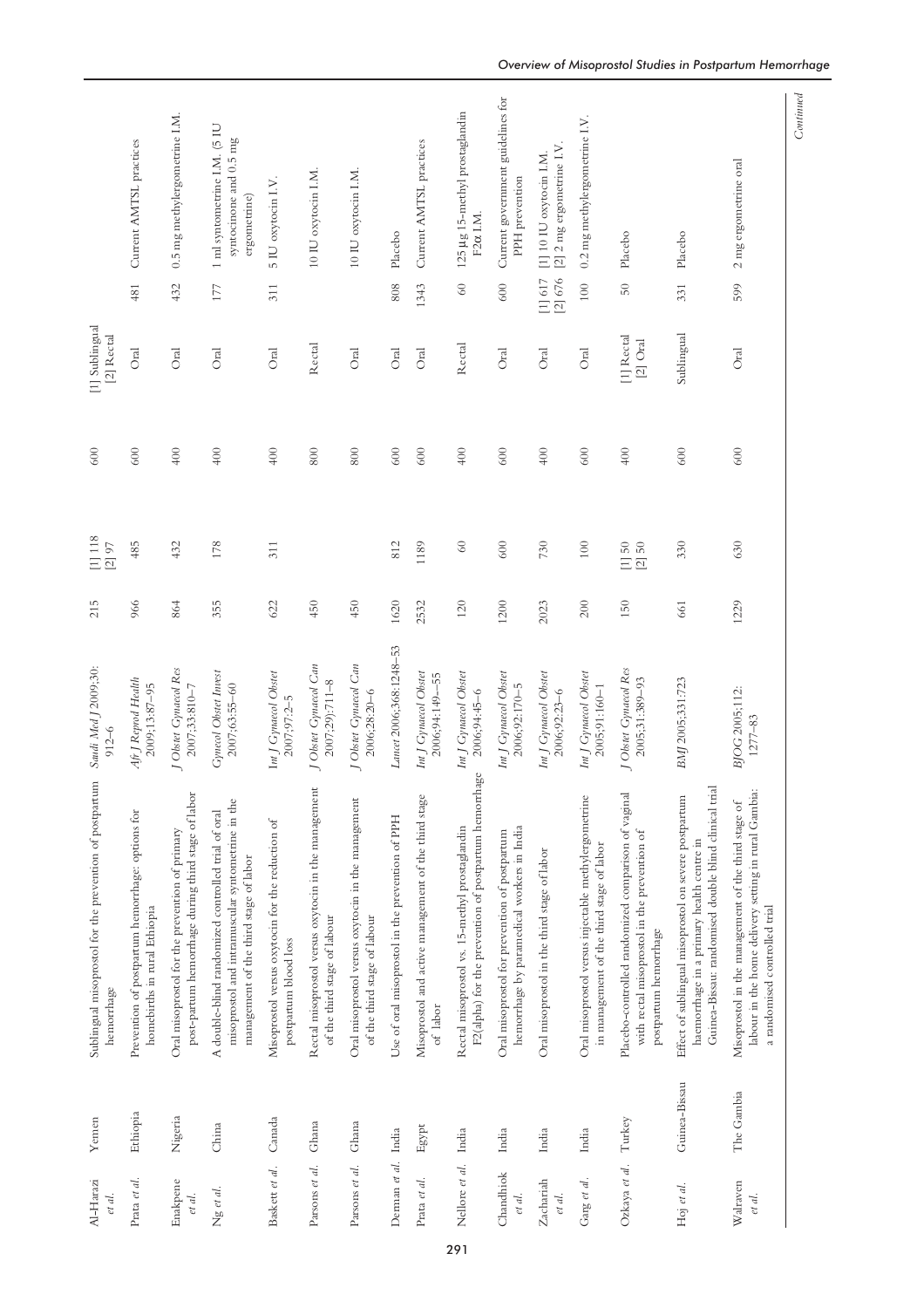| | | | | | | | | | | |
|---|---|---|---|---|---|---|---|---|---|---|
| Al-Harazi *et al.* | Yemen | Sublingual misoprostol for the prevention of postpartum hemorrhage | *Saudi Med J* 2009;30: 912–6 | 215 | [1] 118 [2] 97 | 600 | [1] Sublingual [2] Rectal | | | |
| Prata *et al.* | Ethiopia | Prevention of postpartum hemorrhage: options for homebirths in rural Ethiopia | *Afr J Reprod Health* 2009;13:87–95 | 966 | 485 | 600 | Oral | 481 | Current AMTSL practices |
| Enakpene *et al.* | Nigeria | Oral misoprostol for the prevention of primary post-partum hemorrhage during third stage of labor | *J Obstet Gynaecol Res* 2007;33:810–7 | 864 | 432 | 400 | Oral | 432 | 0.5 mg methylergometrine I.M. |
| Ng *et al.* | China | A double-blind randomized controlled trial of oral misoprostol and intramuscular syntometrine in the management of the third stage of labor | *Gynecol Obstet Invest* 2007;63:55–60 | 355 | 178 | 400 | Oral | 177 | 1 ml syntometrine I.M. (5 IU syntocinone and 0.5 mg ergometrine) |
| Baskett *et al.* | Canada | Misoprostol versus oxytocin for the reduction of postpartum blood loss | *Int J Gynaecol Obstet* 2007;97:2–5 | 622 | 311 | 400 | Oral | 311 | 5 IU oxytocin I.V. |
| Parsons *et al.* | Ghana | Rectal misoprostol versus oxytocin in the management of the third stage of labour | *J Obstet Gynaecol Can* 2007;29):711–8 | 450 | | 800 | Rectal | | 10 IU oxytocin I.M. |
| Parsons *et al.* | Ghana | Oral misoprostol versus oxytocin in the management of the third stage of labour | *J Obstet Gynaecol Can* 2006;28:20–6 | 450 | | 800 | Oral | | 10 IU oxytocin I.M. |
| Derman *et al.* | India | Use of oral misoprostol in the prevention of PPH | *Lancet* 2006;368:1248–53 | 1620 | 812 | 600 | Oral | 808 | Placebo |
| Prata *et al.* | Egypt | Misoprostol and active management of the third stage of labor | *Int J Gynaecol Obstet* 2006;94:149––55 | 2532 | 1189 | 600 | Oral | 1343 | Current AMTSL practices |
| Nellore *et al.* | India | Rectal misoprostol vs. 15-methyl prostaglandin F2(alpha) for the prevention of postpartum hemorrhage | *Int J Gynaecol Obstet* 2006;94:45–6 | 120 | 60 | 400 | Rectal | 60 | 125 µg 15-methyl prostaglandin F2α I.M. |
| Chandhiok *et al.* | India | Oral misoprostol for prevention of postpartum hemorrhage by paramedical workers in India | *Int J Gynaecol Obstet* 2006;92:170–5 | 1200 | 600 | 600 | Oral | 600 | Current government guidelines for PPH prevention |
| Zachariah *et al.* | India | Oral misoprostol in the third stage of labor | *Int J Gynaecol Obstet* 2006;92:23–6 | 2023 | 730 | 400 | Oral | [1] 617 [2] 676 | [1] 10 IU oxytocin I.M. [2] 2 mg ergometrine I.V. |
| Garg *et al.* | India | Oral misoprostol versus injectable methylergometrine in management of the third stage of labor | *Int J Gynaecol Obstet* 2005;91:160–1 | 200 | 100 | 600 | Oral | 100 | 0.2 mg methylergometrine I.V. |
| Ozkaya *et al.* | Turkey | Placebo-controlled randomized comparison of vaginal with rectal misoprostol in the prevention of postpartum hemorrhage | *J Obstet Gynaecol Res* 2005;31:389–93 | 150 | [1] 50 [2] 50 | 400 | [1] Rectal [2] Oral | 50 | Placebo |
| Hoj *et al.* | Guinea-Bissau | Effect of sublingual misoprostol on severe postpartum haemorrhage in a primary health centre in Guinea-Bissau: randomised double blind clinical trial | *BMJ* 2005;331:723 | 661 | 330 | 600 | Sublingual | 331 | Placebo |
| Walraven *et al.* | The Gambia | Misoprostol in the management of the third stage of labour in the home delivery setting in rural Gambia: a randomised controlled trial | *BJOG* 2005;112: 1277–83 | 1229 | 630 | 600 | Oral | 599 | 2 mg ergometrine oral |

*Continued*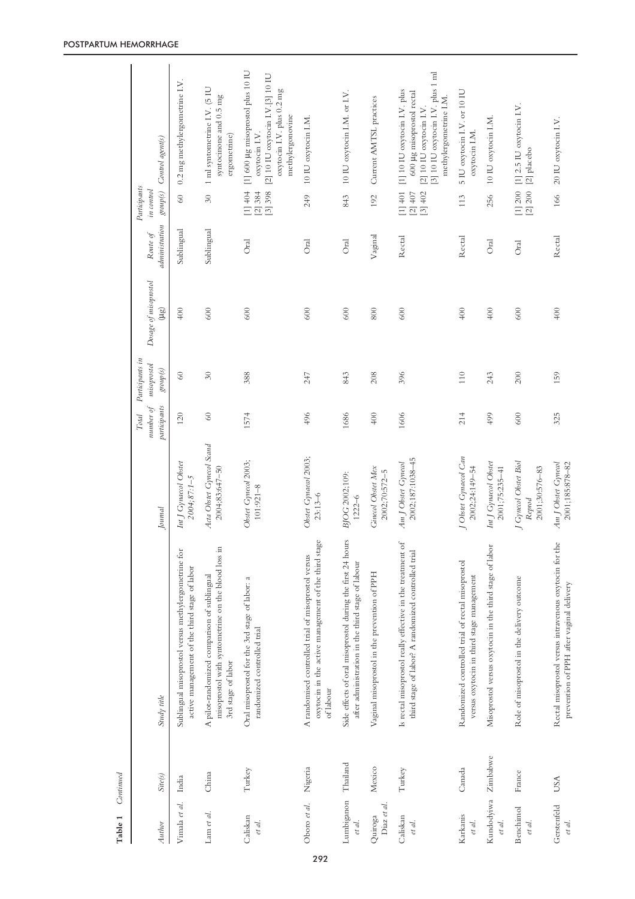**Table 1** *Continued*

| *Author* | *Site(s)* | *Study title* | *Journal* | *Total number of participants* | *Participants in misoprostol group(s)* | *Dosage of misoprostol (μg)* | *Route of administration* | *Participants in control group(s)* | *Control agent(s)* |
|---|---|---|---|---|---|---|---|---|---|
| Vimala *et al.* | India | Sublingual misoprostol versus methylergometrine for active management of the third stage of labor | *Int J Gynaecol Obstet* 2004;87:1–5 | 120 | 60 | 400 | Sublingual | 60 | 0.2 mg methylergometrine I.V. |
| Lam *et al.* | China | A pilot-randomized comparison of sublingual misoprostol with syntometrine on the blood loss in 3rd stage of labor | *Acta Obstet Gynecol Scand* 2004;83:647–50 | 60 | 30 | 600 | Sublingual | 30 | 1 ml syntometrine I.V. (5 IU syntocinone and 0.5 mg ergometrine) |
| Caliskan *et al.* | Turkey | Oral misoprostol for the 3rd stage of labor: a randomized controlled trial | *Obstet Gynecol* 2003; 101:921–8 | 1574 | 388 | 600 | Oral | [1] 404 [2] 384 [3] 398 | [1] 600 μg misoprostol plus 10 IU oxytocin I.V. [2] 10 IU oxytocin I.V. [3] 10 IU oxytocin I.V. plus 0.2 mg methylergonovine |
| Oboro *et al.* | Nigeria | A randomised controlled trial of misoprostol versus oxytocin in the active management of the third stage of labour | *Obstet Gynaecol* 2003; 23:13–6 | 496 | 247 | 600 | Oral | 249 | 10 IU oxytocin I.M. |
| Lumbiganon *et al.* | Thailand | Side effects of oral misoprostol during the first 24 hours after administration in the third stage of labour | *BJOG* 2002;109: 1222–6 | 1686 | 843 | 600 | Oral | 843 | 10 IU oxytocin I.M. or I.V. |
| Quiroga Diaz *et al.* | Mexico | Vaginal misoprostol in the prevention of PPH | *Ginecol Obstet Mex* 2002;70:572–5 | 400 | 208 | 800 | Vaginal | 192 | Current AMTSL practices |
| Caliskan *et al.* | Turkey | Is rectal misoprostol really effective in the treatment of third stage of labor? A randomized controlled trial | *Am J Obstet Gynecol* 2002;187:1038–45 | 1606 | 396 | 600 | Rectal | [1] 401 [2] 407 [3] 402 | [1] 10 IU oxytocin I.V. plus 600 μg misoprostol rectal [2] 10 IU oxytocin I.V. [3] 10 IU oxytocin I.V. plus 1 ml methylergometrine I.M. |
| Karkanis *et al.* | Canada | Randomized controlled trial of rectal misoprostol versus oxytocin in third stage management | *J Obstet Gynaecol Can* 2002;24:149–54 | 214 | 110 | 400 | Rectal | 113 | 5 IU oxytocin I.V. or 10 IU oxytocin I.M. |
| Kundodyiwa *et al.* | Zimbabwe | Misoprostol versus oxytocin in the third stage of labor | *Int J Gynaecol Obstet* 2001;75:235–41 | 499 | 243 | 400 | Oral | 256 | 10 IU oxytocin I.M. |
| Benchimol *et al.* | France | Role of misoprostol in the delivery outcome | *J Gynecol Obstet Biol Reprod* 2001;30:576–83 | 600 | 200 | 600 | Oral | [1] 200 [2] 200 | [1] 2.5 IU oxytocin I.V. [2] placebo |
| Gerstenfeld *et al.* | USA | Rectal misoprostol versus intravenous oxytocin for the prevention of PPH after vaginal delivery | *Am J Obstet Gynecol* 2001;185:878–82 | 325 | 159 | 400 | Rectal | 166 | 20 IU oxytocin I.V. |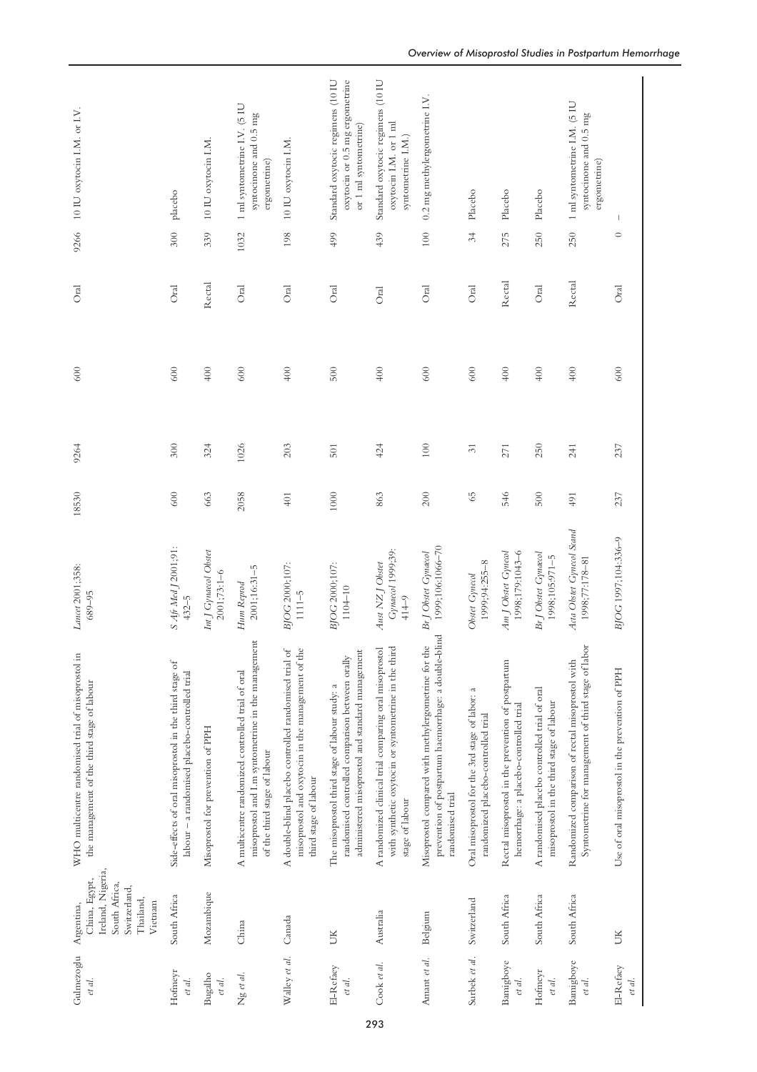| | | | | | | | | | | |
|---|---|---|---|---|---|---|---|---|---|---|
| Gulmezoglu *et al.* | Argentina, China, Egypt, Ireland, Nigeria, South Africa, Switzerland, Thailand, Vietnam | WHO multicentre randomised trial of misoprostol in the management of the third stage of labour | *Lancet* 2001;358: 689–95 | 18530 | 9264 | 600 | Oral | 9266 | 10 IU oxytocin I.M. or I.V. |
| Hofmeyr *et al.* | South Africa | Side-effects of oral misoprostol in the third stage of labour – a randomised placebo-controlled trial | *S Afr Med J* 2001;91: 432–5 | 600 | 300 | 600 | Oral | 300 | placebo |
| Bugalho *et al.* | Mozambique | Misoprostol for prevention of PPH | *Int J Gynaecol Obstet* 2001;73:1–6 | 663 | 324 | 400 | Rectal | 339 | 10 IU oxytocin I.M. |
| Ng *et al.* | China | A multicentre randomized controlled trial of oral misoprostol and I.m syntometrine in the management of the third stage of labour | *Hum Reprod* 2001;16:31–5 | 2058 | 1026 | 600 | Oral | 1032 | 1 ml syntometrine I.V. (5 IU syntocinone and 0.5 mg ergometrine) |
| Walley *et al.* | Canada | A double-blind placebo controlled randomised trial of misoprostol and oxytocin in the management of the third stage of labour | *BJOG* 2000;107: 1111–5 | 401 | 203 | 400 | Oral | 198 | 10 IU oxytocin I.M. |
| El-Refaey *et al.* | UK | The misoprostol third stage of labour study: a randomised controlled comparison between orally administered misoprostol and standard management | *BJOG* 2000;107: 1104–10 | 1000 | 501 | 500 | Oral | 499 | Standard oxytocic regimens (10 IU oxytocin or 0.5 mg ergometrine or 1 ml syntometrine) |
| Cook *et al.* | Australia | A randomized clinical trial comparing oral misoprostol with synthetic oxytocin or syntometrine in the third stage of labour | *Aust NZ J Obstet Gynaecol* 1999;39: 414–9 | 863 | 424 | 400 | Oral | 439 | Standard oxytocic regimens (10 IU oxytocin I.M. or 1 ml syntometrine I.M.) |
| Amant *et al.* | Belgium | Misoprostol compared with methylergometrine for the prevention of postpartum haemorrhage: a double-blind randomised trial | *Br J Obstet Gynaecol* 1999;106:1066–70 | 200 | 100 | 600 | Oral | 100 | 0.2 mg methylergometrine I.V. |
| Surbek *et al.* | Switzerland | Oral misoprostol for the 3rd stage of labor: a randomized placebo-controlled trial | *Obstet Gynecol* 1999;94:255–8 | 65 | 31 | 600 | Oral | 34 | Placebo |
| Bamigboye *et al.* | South Africa | Rectal misoprostol in the prevention of postpartum hemorrhage: a placebo-controlled trial | *Am J Obstet Gynecol* 1998;179:1043–6 | 546 | 271 | 400 | Rectal | 275 | Placebo |
| Hofmeyr *et al.* | South Africa | A randomised placebo controlled trial of oral misoprostol in the third stage of labour | *Br J Obstet Gynaecol* 1998;105:971–5 | 500 | 250 | 400 | Oral | 250 | Placebo |
| Bamigboye *et al.* | South Africa | Randomized comparison of rectal misoprostol with Syntometrine for management of third stage of labor | *Acta Obstet Gynecol Scand* 1998;77:178–81 | 491 | 241 | 400 | Rectal | 250 | 1 ml syntometrine I.M. (5 IU syntocinone and 0.5 mg ergometrine) |
| El-Refaey *et al.* | UK | Use of oral misoprostol in the prevention of PPH | *BJOG* 1997;104:336–9 | 237 | 237 | 600 | Oral | 0 | – |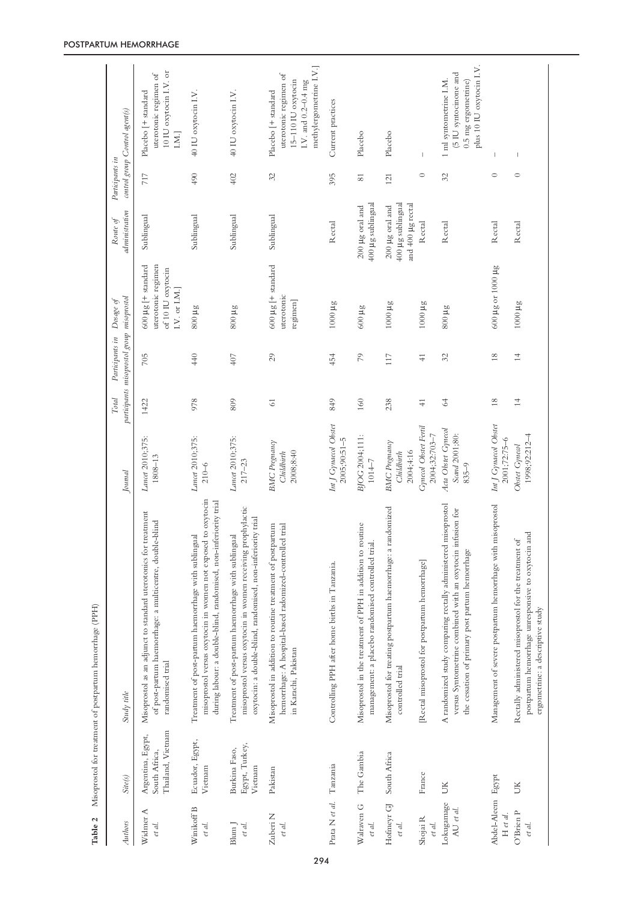**Table 2** Misoprostol for treatment of postpartum hemorrhage (PPH)

| Authors | Site(s) | Study title | Journal | Total participants | Participants in misoprostol group | Dosage of misoprostol | Route of administration | Participants in control group | Control agent(s) |
|---|---|---|---|---|---|---|---|---|---|
| Widmer A *et al.* | Argentina, Egypt, South Africa, Thailand, Vietnam | Misoprostol as an adjunct to standard uterotonics for treatment of post-partum haemorrhage: a multicentre, double-blind randomised trial | *Lancet* 2010;375: 1808–13 | 1422 | 705 | 600 µg [+ standard uterotonic regimen of 10 IU oxytocin I.V. or I.M.] | Sublingual | 717 | Placebo [+ standard uterotonic regimen of 10 IU oxytocin I.V. or I.M.] |
| Winikoff B *et al.* | Ecuador, Egypt, Vietnam | Treatment of post-partum haemorrhage with sublingual misoprostol versus oxytocin in women not exposed to oxytocin during labour: a double-blind, randomised, non-inferiority trial | *Lancet* 2010;375: 210–6 | 978 | 440 | 800 µg | Sublingual | 490 | 40 IU oxytocin I.V. |
| Blum J *et al.* | Burkina Faso, Egypt, Turkey, Vietnam | Treatment of post-partum haemorrhage with sublingual misoprostol versus oxytocin in women receiving prophylactic oxytocin: a double-blind, randomised, non-inferiority trial | *Lancet* 2010;375: 217–23 | 809 | 407 | 800 µg | Sublingual | 402 | 40 IU oxytocin I.V. |
| Zuberi N *et al.* | Pakistan | Misoprostol in addition to routine treatment of postpartum hemorrhage: A hospital-based radomized-controlled trial in Karachi, Pakistan | *BMC Pregnancy Childbirth* 2008;8:40 | 61 | 29 | 600 µg [+ standard uterotonic regimen] | Sublingual | 32 | Placebo [+ standard uterotonic regimen of 15–110 IU oxytocin I.V. and 0.2–0.4 mg methylergometrine I.V.] |
| Prata N *et al.* | Tanzania | Controlling PPH after home births in Tanzania. | *Int J Gynaecol Obstet* 2005;90:51–5 | 849 | 454 | 1000 µg | Rectal | 395 | Current practices |
| Walraven G *et al.* | The Gambia | Misoprostol in the treatment of PPH in addition to routine management: a placebo randomised controlled trial. | *BJOG* 2004;111: 1014–7 | 160 | 79 | 600 µg | 200 µg oral and 400 µg sublingual | 81 | Placebo |
| Hofmeyr GJ *et al.* | South Africa | Misoprostol for treating postpartum haemorrhage: a randomized controlled trial | *BMC Pregnancy Childbirth* 2004;4:16 | 238 | 117 | 1000 µg | 200 µg oral and 400 µg sublingual and 400 µg rectal | 121 | Placebo |
| Shojai R *et al.* | France | [Rectal misoprostol for postpartum hemorrhage] | *Gynecol Obstet Fertil* 2004;32:703–7 | 41 | 41 | 1000 µg | Rectal | 0 | – |
| Lokugamage AU *et al.* | UK | A randomized study comparing rectally administered misoprostol versus Syntometrine combined with an oxytocin infusion for the cessation of primary post partum hemorrhage | *Acta Obstet Gynecol Scand* 2001;80: 835–9 | 64 | 32 | 800 µg | Rectal | 32 | 1 ml syntometrine I.M. (5 IU syntocinone and 0.5 mg ergometrine) plus 10 IU oxytocin I.V. |
| Abdel-Aleem H *et al.* | Egypt | Management of severe postpartum hemorrhage with misoprostol | *Int J Gynaecol Obstet* 2001;72:75–6 | 18 | 18 | 600 µg or 1000 µg | Rectal | 0 | – |
| O'Brien P *et al.* | UK | Rectally administered misoprostol for the treatment of postpartum hemorrhage unresponsive to oxytocin and ergometrine: a descriptive study | *Obstet Gynecol* 1998;92:212–4 | 14 | 14 | 1000 µg | Rectal | 0 | – |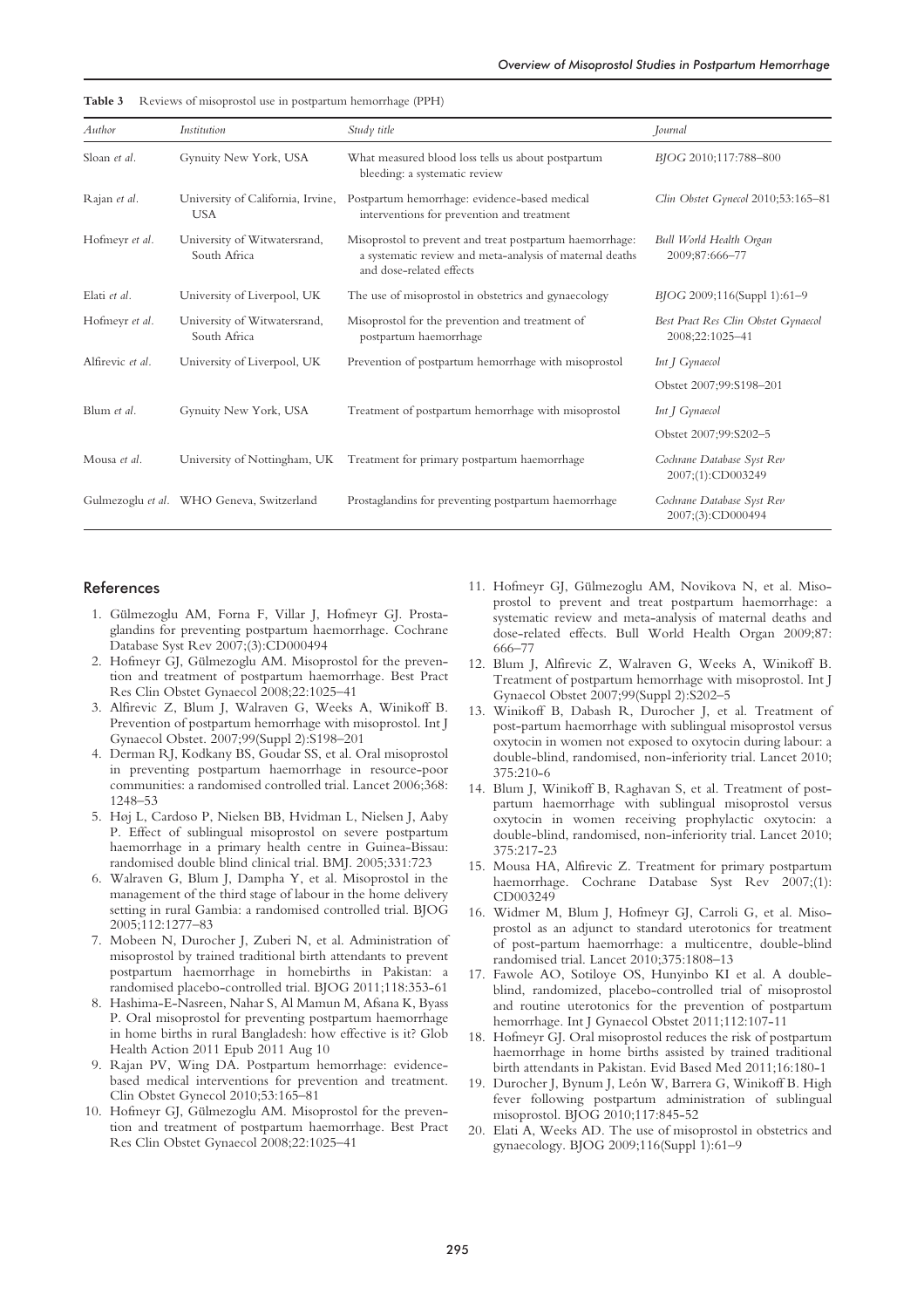**Table 3** Reviews of misoprostol use in postpartum hemorrhage (PPH)

| *Author* | *Institution* | *Study title* | *Journal* |
|---|---|---|---|
| Sloan *et al.* | Gynuity New York, USA | What measured blood loss tells us about postpartum bleeding: a systematic review | *BJOG* 2010;117:788–800 |
| Rajan *et al.* | University of California, Irvine, USA | Postpartum hemorrhage: evidence-based medical interventions for prevention and treatment | *Clin Obstet Gynecol* 2010;53:165–81 |
| Hofmeyr *et al.* | University of Witwatersrand, South Africa | Misoprostol to prevent and treat postpartum haemorrhage: a systematic review and meta-analysis of maternal deaths and dose-related effects | *Bull World Health Organ* 2009;87:666–77 |
| Elati *et al.* | University of Liverpool, UK | The use of misoprostol in obstetrics and gynaecology | *BJOG* 2009;116(Suppl 1):61–9 |
| Hofmeyr *et al.* | University of Witwatersrand, South Africa | Misoprostol for the prevention and treatment of postpartum haemorrhage | *Best Pract Res Clin Obstet Gynaecol* 2008;22:1025–41 |
| Alfirevic *et al.* | University of Liverpool, UK | Prevention of postpartum hemorrhage with misoprostol | *Int J Gynaecol* Obstet 2007;99:S198–201 |
| Blum *et al.* | Gynuity New York, USA | Treatment of postpartum hemorrhage with misoprostol | *Int J Gynaecol* Obstet 2007;99:S202–5 |
| Mousa *et al.* | University of Nottingham, UK | Treatment for primary postpartum haemorrhage | *Cochrane Database Syst Rev* 2007;(1):CD003249 |
| Gulmezoglu *et al.* | WHO Geneva, Switzerland | Prostaglandins for preventing postpartum haemorrhage | *Cochrane Database Syst Rev* 2007;(3):CD000494 |

## References

1. Gülmezoglu AM, Forna F, Villar J, Hofmeyr GJ. Prostaglandins for preventing postpartum haemorrhage. Cochrane Database Syst Rev 2007;(3):CD000494
2. Hofmeyr GJ, Gülmezoglu AM. Misoprostol for the prevention and treatment of postpartum haemorrhage. Best Pract Res Clin Obstet Gynaecol 2008;22:1025–41
3. Alfirevic Z, Blum J, Walraven G, Weeks A, Winikoff B. Prevention of postpartum hemorrhage with misoprostol. Int J Gynaecol Obstet. 2007;99(Suppl 2):S198–201
4. Derman RJ, Kodkany BS, Goudar SS, et al. Oral misoprostol in preventing postpartum haemorrhage in resource-poor communities: a randomised controlled trial. Lancet 2006;368: 1248–53
5. Høj L, Cardoso P, Nielsen BB, Hvidman L, Nielsen J, Aaby P. Effect of sublingual misoprostol on severe postpartum haemorrhage in a primary health centre in Guinea-Bissau: randomised double blind clinical trial. BMJ. 2005;331:723
6. Walraven G, Blum J, Dampha Y, et al. Misoprostol in the management of the third stage of labour in the home delivery setting in rural Gambia: a randomised controlled trial. BJOG 2005;112:1277–83
7. Mobeen N, Durocher J, Zuberi N, et al. Administration of misoprostol by trained traditional birth attendants to prevent postpartum haemorrhage in homebirths in Pakistan: a randomised placebo-controlled trial. BJOG 2011;118:353-61
8. Hashima-E-Nasreen, Nahar S, Al Mamun M, Afsana K, Byass P. Oral misoprostol for preventing postpartum haemorrhage in home births in rural Bangladesh: how effective is it? Glob Health Action 2011 Epub 2011 Aug 10
9. Rajan PV, Wing DA. Postpartum hemorrhage: evidence-based medical interventions for prevention and treatment. Clin Obstet Gynecol 2010;53:165–81
10. Hofmeyr GJ, Gülmezoglu AM. Misoprostol for the prevention and treatment of postpartum haemorrhage. Best Pract Res Clin Obstet Gynaecol 2008;22:1025–41
11. Hofmeyr GJ, Gülmezoglu AM, Novikova N, et al. Misoprostol to prevent and treat postpartum haemorrhage: a systematic review and meta-analysis of maternal deaths and dose-related effects. Bull World Health Organ 2009;87: 666–77
12. Blum J, Alfirevic Z, Walraven G, Weeks A, Winikoff B. Treatment of postpartum hemorrhage with misoprostol. Int J Gynaecol Obstet 2007;99(Suppl 2):S202–5
13. Winikoff B, Dabash R, Durocher J, et al. Treatment of post-partum haemorrhage with sublingual misoprostol versus oxytocin in women not exposed to oxytocin during labour: a double-blind, randomised, non-inferiority trial. Lancet 2010; 375:210-6
14. Blum J, Winikoff B, Raghavan S, et al. Treatment of post-partum haemorrhage with sublingual misoprostol versus oxytocin in women receiving prophylactic oxytocin: a double-blind, randomised, non-inferiority trial. Lancet 2010; 375:217-23
15. Mousa HA, Alfirevic Z. Treatment for primary postpartum haemorrhage. Cochrane Database Syst Rev 2007;(1): CD003249
16. Widmer M, Blum J, Hofmeyr GJ, Carroli G, et al. Misoprostol as an adjunct to standard uterotonics for treatment of post-partum haemorrhage: a multicentre, double-blind randomised trial. Lancet 2010;375:1808–13
17. Fawole AO, Sotiloye OS, Hunyinbo KI et al. A double-blind, randomized, placebo-controlled trial of misoprostol and routine uterotonics for the prevention of postpartum hemorrhage. Int J Gynaecol Obstet 2011;112:107-11
18. Hofmeyr GJ. Oral misoprostol reduces the risk of postpartum haemorrhage in home births assisted by trained traditional birth attendants in Pakistan. Evid Based Med 2011;16:180-1
19. Durocher J, Bynum J, León W, Barrera G, Winikoff B. High fever following postpartum administration of sublingual misoprostol. BJOG 2010;117:845-52
20. Elati A, Weeks AD. The use of misoprostol in obstetrics and gynaecology. BJOG 2009;116(Suppl 1):61–9